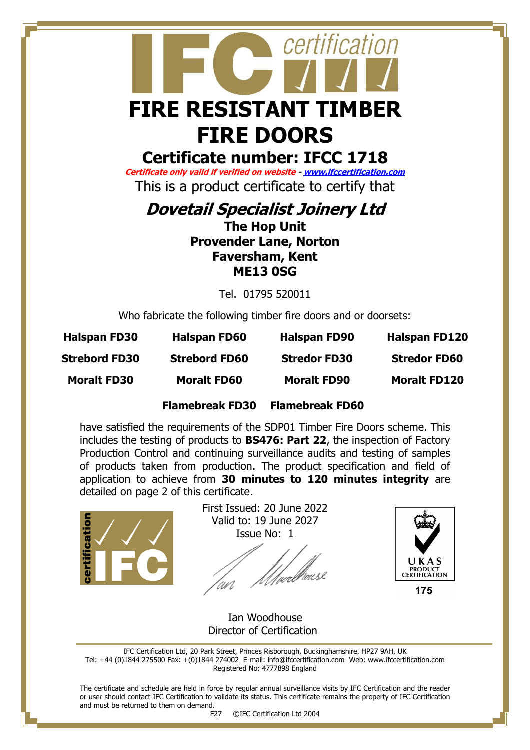# FIRE RESISTANT TIMBER FIRE DOORS

## Certificate number: IFCC 1718

***Certificate only valid if verified on website - www.ifccertification.com***

This is a product certificate to certify that

## *Dovetail Specialist Joinery Ltd*

**The Hop Unit**
**Provender Lane, Norton**
**Faversham, Kent**
**ME13 0SG**

Tel. 01795 520011

Who fabricate the following timber fire doors and or doorsets:

| | | | |
|---|---|---|---|
| **Halspan FD30** | **Halspan FD60** | **Halspan FD90** | **Halspan FD120** |
| **Strebord FD30** | **Strebord FD60** | **Stredor FD30** | **Stredor FD60** |
| **Moralt FD30** | **Moralt FD60** | **Moralt FD90** | **Moralt FD120** |

**Flamebreak FD30** **Flamebreak FD60**

have satisfied the requirements of the SDP01 Timber Fire Doors scheme. This includes the testing of products to **BS476: Part 22**, the inspection of Factory Production Control and continuing surveillance audits and testing of samples of products taken from production. The product specification and field of application to achieve from **30 minutes to 120 minutes integrity** are detailed on page 2 of this certificate.

First Issued: 20 June 2022
Valid to: 19 June 2027
Issue No: 1

UKAS PRODUCT CERTIFICATION 175

Ian Woodhouse
Director of Certification

IFC Certification Ltd, 20 Park Street, Princes Risborough, Buckinghamshire. HP27 9AH, UK
Tel: +44 (0)1844 275500 Fax: +(0)1844 274002 E-mail: info@ifccertification.com Web: www.ifccertification.com
Registered No: 4777898 England

The certificate and schedule are held in force by regular annual surveillance visits by IFC Certification and the reader or user should contact IFC Certification to validate its status. This certificate remains the property of IFC Certification and must be returned to them on demand.

F27 ©IFC Certification Ltd 2004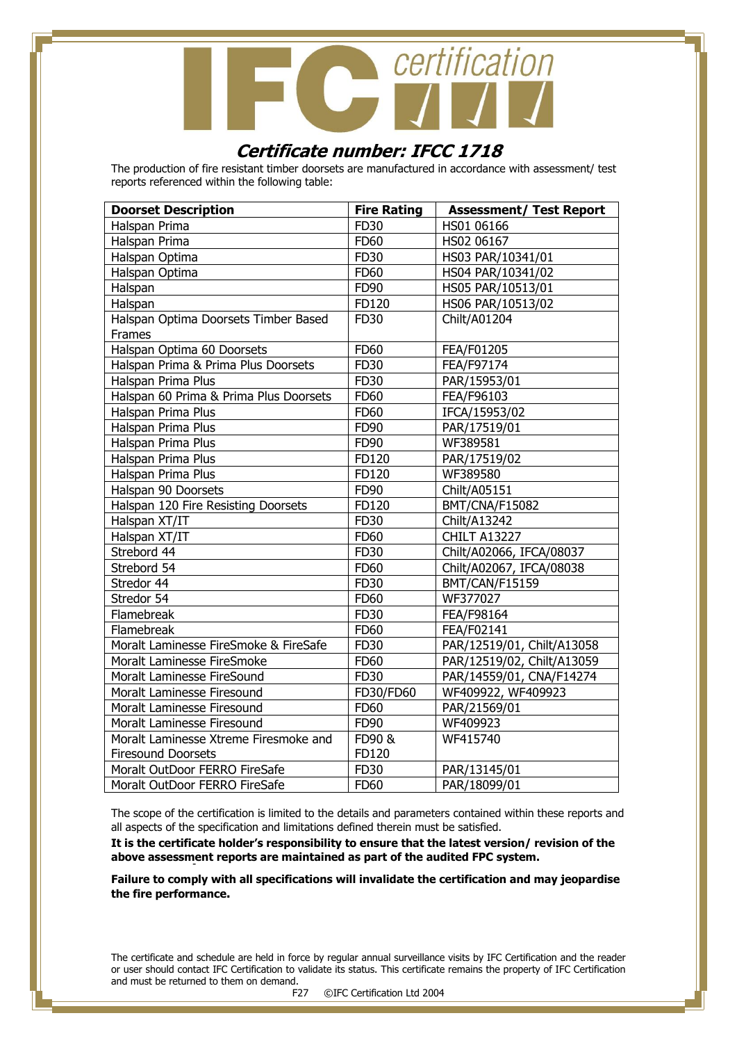# Certificate number: IFCC 1718

The production of fire resistant timber doorsets are manufactured in accordance with assessment/ test reports referenced within the following table:

| Doorset Description | Fire Rating | Assessment/ Test Report |
|---|---|---|
| Halspan Prima | FD30 | HS01 06166 |
| Halspan Prima | FD60 | HS02 06167 |
| Halspan Optima | FD30 | HS03 PAR/10341/01 |
| Halspan Optima | FD60 | HS04 PAR/10341/02 |
| Halspan | FD90 | HS05 PAR/10513/01 |
| Halspan | FD120 | HS06 PAR/10513/02 |
| Halspan Optima Doorsets Timber Based Frames | FD30 | Chilt/A01204 |
| Halspan Optima 60 Doorsets | FD60 | FEA/F01205 |
| Halspan Prima & Prima Plus Doorsets | FD30 | FEA/F97174 |
| Halspan Prima Plus | FD30 | PAR/15953/01 |
| Halspan 60 Prima & Prima Plus Doorsets | FD60 | FEA/F96103 |
| Halspan Prima Plus | FD60 | IFCA/15953/02 |
| Halspan Prima Plus | FD90 | PAR/17519/01 |
| Halspan Prima Plus | FD90 | WF389581 |
| Halspan Prima Plus | FD120 | PAR/17519/02 |
| Halspan Prima Plus | FD120 | WF389580 |
| Halspan 90 Doorsets | FD90 | Chilt/A05151 |
| Halspan 120 Fire Resisting Doorsets | FD120 | BMT/CNA/F15082 |
| Halspan XT/IT | FD30 | Chilt/A13242 |
| Halspan XT/IT | FD60 | CHILT A13227 |
| Strebord 44 | FD30 | Chilt/A02066, IFCA/08037 |
| Strebord 54 | FD60 | Chilt/A02067, IFCA/08038 |
| Stredor 44 | FD30 | BMT/CAN/F15159 |
| Stredor 54 | FD60 | WF377027 |
| Flamebreak | FD30 | FEA/F98164 |
| Flamebreak | FD60 | FEA/F02141 |
| Moralt Laminesse FireSmoke & FireSafe | FD30 | PAR/12519/01, Chilt/A13058 |
| Moralt Laminesse FireSmoke | FD60 | PAR/12519/02, Chilt/A13059 |
| Moralt Laminesse FireSound | FD30 | PAR/14559/01, CNA/F14274 |
| Moralt Laminesse Firesound | FD30/FD60 | WF409922, WF409923 |
| Moralt Laminesse Firesound | FD60 | PAR/21569/01 |
| Moralt Laminesse Firesound | FD90 | WF409923 |
| Moralt Laminesse Xtreme Firesmoke and Firesound Doorsets | FD90 & FD120 | WF415740 |
| Moralt OutDoor FERRO FireSafe | FD30 | PAR/13145/01 |
| Moralt OutDoor FERRO FireSafe | FD60 | PAR/18099/01 |

The scope of the certification is limited to the details and parameters contained within these reports and all aspects of the specification and limitations defined therein must be satisfied.

**It is the certificate holder's responsibility to ensure that the latest version/ revision of the above assessment reports are maintained as part of the audited FPC system.**

**Failure to comply with all specifications will invalidate the certification and may jeopardise the fire performance.**

The certificate and schedule are held in force by regular annual surveillance visits by IFC Certification and the reader or user should contact IFC Certification to validate its status. This certificate remains the property of IFC Certification and must be returned to them on demand.

F27 ©IFC Certification Ltd 2004